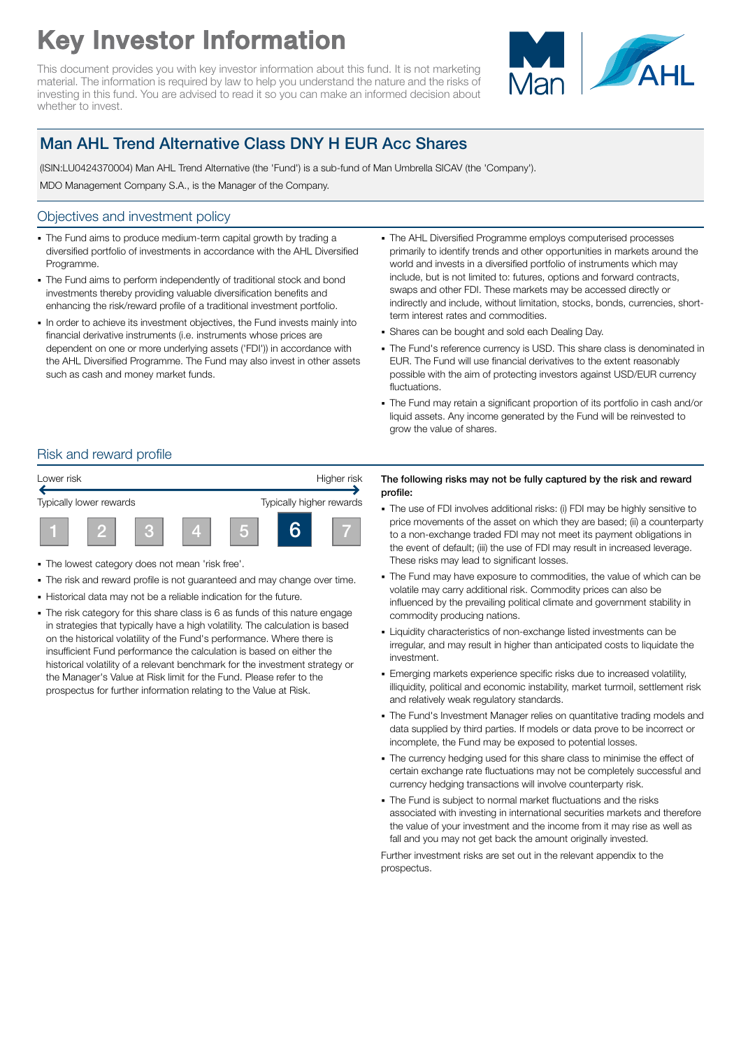# Key Investor Information

This document provides you with key investor information about this fund. It is not marketing material. The information is required by law to help you understand the nature and the risks of investing in this fund. You are advised to read it so you can make an informed decision about whether to invest.

## Man AHL Trend Alternative Class DNY H EUR Acc Shares

(ISIN:LU0424370004) Man AHL Trend Alternative (the 'Fund') is a sub-fund of Man Umbrella SICAV (the 'Company').

MDO Management Company S.A., is the Manager of the Company.

## Objectives and investment policy

- The Fund aims to produce medium-term capital growth by trading a diversified portfolio of investments in accordance with the AHL Diversified Programme.
- The Fund aims to perform independently of traditional stock and bond investments thereby providing valuable diversification benefits and enhancing the risk/reward profile of a traditional investment portfolio.
- In order to achieve its investment objectives, the Fund invests mainly into financial derivative instruments (i.e. instruments whose prices are dependent on one or more underlying assets ('FDI')) in accordance with the AHL Diversified Programme. The Fund may also invest in other assets such as cash and money market funds.
- The AHL Diversified Programme employs computerised processes primarily to identify trends and other opportunities in markets around the world and invests in a diversified portfolio of instruments which may include, but is not limited to: futures, options and forward contracts, swaps and other FDI. These markets may be accessed directly or indirectly and include, without limitation, stocks, bonds, currencies, short-term interest rates and commodities.
- Shares can be bought and sold each Dealing Day.
- The Fund's reference currency is USD. This share class is denominated in EUR. The Fund will use financial derivatives to the extent reasonably possible with the aim of protecting investors against USD/EUR currency fluctuations.
- The Fund may retain a significant proportion of its portfolio in cash and/or liquid assets. Any income generated by the Fund will be reinvested to grow the value of shares.

## Risk and reward profile

Lower risk — Higher risk

Typically lower rewards — Typically higher rewards

| 1 | 2 | 3 | 4 | 5 | **6** | 7 |
|---|---|---|---|---|---|---|

- The lowest category does not mean 'risk free'.
- The risk and reward profile is not guaranteed and may change over time.
- Historical data may not be a reliable indication for the future.
- The risk category for this share class is 6 as funds of this nature engage in strategies that typically have a high volatility. The calculation is based on the historical volatility of the Fund's performance. Where there is insufficient Fund performance the calculation is based on either the historical volatility of a relevant benchmark for the investment strategy or the Manager's Value at Risk limit for the Fund. Please refer to the prospectus for further information relating to the Value at Risk.

**The following risks may not be fully captured by the risk and reward profile:**

- The use of FDI involves additional risks: (i) FDI may be highly sensitive to price movements of the asset on which they are based; (ii) a counterparty to a non-exchange traded FDI may not meet its payment obligations in the event of default; (iii) the use of FDI may result in increased leverage. These risks may lead to significant losses.
- The Fund may have exposure to commodities, the value of which can be volatile may carry additional risk. Commodity prices can also be influenced by the prevailing political climate and government stability in commodity producing nations.
- Liquidity characteristics of non-exchange listed investments can be irregular, and may result in higher than anticipated costs to liquidate the investment.
- Emerging markets experience specific risks due to increased volatility, illiquidity, political and economic instability, market turmoil, settlement risk and relatively weak regulatory standards.
- The Fund's Investment Manager relies on quantitative trading models and data supplied by third parties. If models or data prove to be incorrect or incomplete, the Fund may be exposed to potential losses.
- The currency hedging used for this share class to minimise the effect of certain exchange rate fluctuations may not be completely successful and currency hedging transactions will involve counterparty risk.
- The Fund is subject to normal market fluctuations and the risks associated with investing in international securities markets and therefore the value of your investment and the income from it may rise as well as fall and you may not get back the amount originally invested.

Further investment risks are set out in the relevant appendix to the prospectus.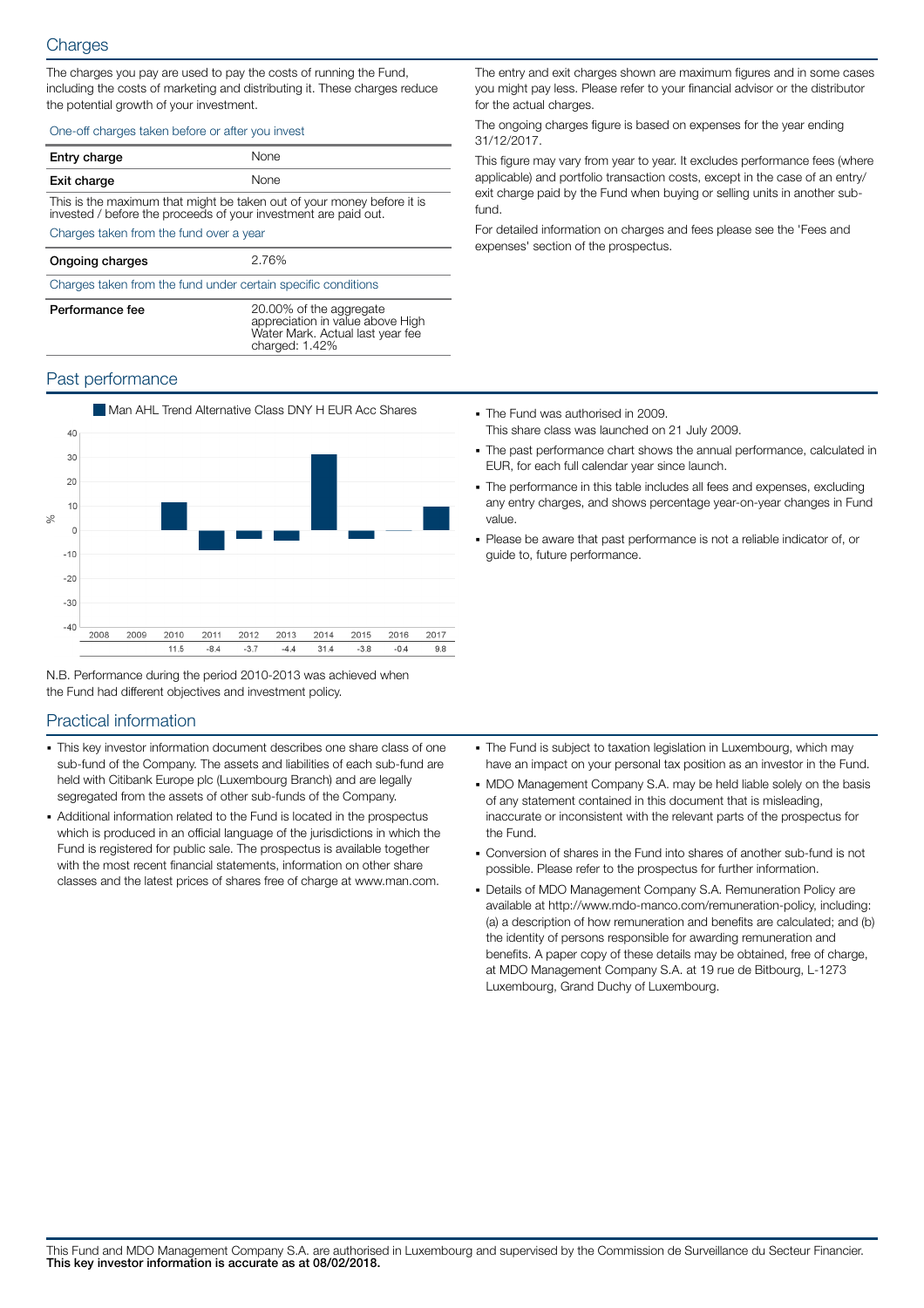## Charges

The charges you pay are used to pay the costs of running the Fund, including the costs of marketing and distributing it. These charges reduce the potential growth of your investment.

| One-off charges taken before or after you invest | |
|---|---|
| **Entry charge** | None |
| **Exit charge** | None |
| This is the maximum that might be taken out of your money before it is invested / before the proceeds of your investment are paid out. | |
| Charges taken from the fund over a year | |
| **Ongoing charges** | 2.76% |
| Charges taken from the fund under certain specific conditions | |
| **Performance fee** | 20.00% of the aggregate appreciation in value above High Water Mark. Actual last year fee charged: 1.42% |

The entry and exit charges shown are maximum figures and in some cases you might pay less. Please refer to your financial advisor or the distributor for the actual charges.

The ongoing charges figure is based on expenses for the year ending 31/12/2017.

This figure may vary from year to year. It excludes performance fees (where applicable) and portfolio transaction costs, except in the case of an entry/exit charge paid by the Fund when buying or selling units in another sub-fund.

For detailed information on charges and fees please see the 'Fees and expenses' section of the prospectus.

## Past performance

Man AHL Trend Alternative Class DNY H EUR Acc Shares

%

40
30
20
10
0
-10
-20
-30
-40

2008 2009 2010 2011 2012 2013 2014 2015 2016 2017

11.5 -8.4 -3.7 -4.4 31.4 -3.8 -0.4 9.8

N.B. Performance during the period 2010-2013 was achieved when the Fund had different objectives and investment policy.

- The Fund was authorised in 2009.
  This share class was launched on 21 July 2009.
- The past performance chart shows the annual performance, calculated in EUR, for each full calendar year since launch.
- The performance in this table includes all fees and expenses, excluding any entry charges, and shows percentage year-on-year changes in Fund value.
- Please be aware that past performance is not a reliable indicator of, or guide to, future performance.

## Practical information

- This key investor information document describes one share class of one sub-fund of the Company. The assets and liabilities of each sub-fund are held with Citibank Europe plc (Luxembourg Branch) and are legally segregated from the assets of other sub-funds of the Company.
- Additional information related to the Fund is located in the prospectus which is produced in an official language of the jurisdictions in which the Fund is registered for public sale. The prospectus is available together with the most recent financial statements, information on other share classes and the latest prices of shares free of charge at www.man.com.
- The Fund is subject to taxation legislation in Luxembourg, which may have an impact on your personal tax position as an investor in the Fund.
- MDO Management Company S.A. may be held liable solely on the basis of any statement contained in this document that is misleading, inaccurate or inconsistent with the relevant parts of the prospectus for the Fund.
- Conversion of shares in the Fund into shares of another sub-fund is not possible. Please refer to the prospectus for further information.
- Details of MDO Management Company S.A. Remuneration Policy are available at http://www.mdo-manco.com/remuneration-policy, including: (a) a description of how remuneration and benefits are calculated; and (b) the identity of persons responsible for awarding remuneration and benefits. A paper copy of these details may be obtained, free of charge, at MDO Management Company S.A. at 19 rue de Bitbourg, L-1273 Luxembourg, Grand Duchy of Luxembourg.

This Fund and MDO Management Company S.A. are authorised in Luxembourg and supervised by the Commission de Surveillance du Secteur Financier.
**This key investor information is accurate as at 08/02/2018.**